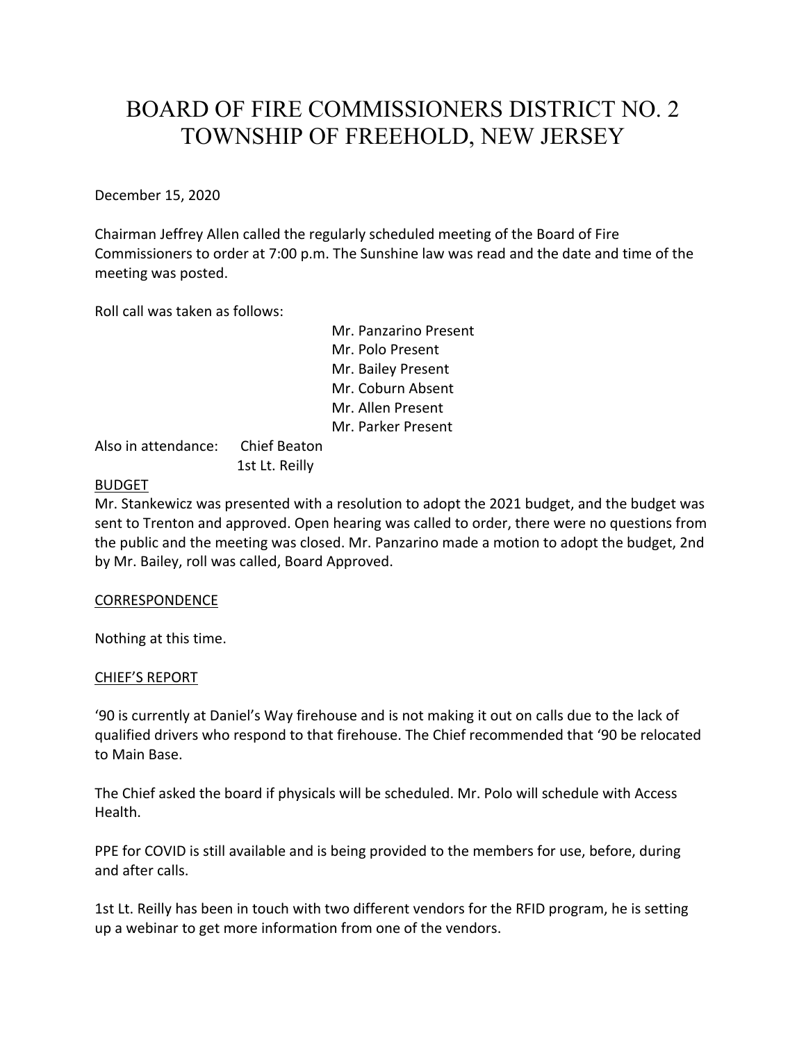# BOARD OF FIRE COMMISSIONERS DISTRICT NO. 2
# TOWNSHIP OF FREEHOLD, NEW JERSEY

December 15, 2020

Chairman Jeffrey Allen called the regularly scheduled meeting of the Board of Fire Commissioners to order at 7:00 p.m. The Sunshine law was read and the date and time of the meeting was posted.

Roll call was taken as follows:

Mr. Panzarino Present
Mr. Polo Present
Mr. Bailey Present
Mr. Coburn Absent
Mr. Allen Present
Mr. Parker Present

Also in attendance: Chief Beaton
1st Lt. Reilly

BUDGET

Mr. Stankewicz was presented with a resolution to adopt the 2021 budget, and the budget was sent to Trenton and approved. Open hearing was called to order, there were no questions from the public and the meeting was closed. Mr. Panzarino made a motion to adopt the budget, 2nd by Mr. Bailey, roll was called, Board Approved.

CORRESPONDENCE

Nothing at this time.

CHIEF'S REPORT

'90 is currently at Daniel's Way firehouse and is not making it out on calls due to the lack of qualified drivers who respond to that firehouse. The Chief recommended that '90 be relocated to Main Base.

The Chief asked the board if physicals will be scheduled. Mr. Polo will schedule with Access Health.

PPE for COVID is still available and is being provided to the members for use, before, during and after calls.

1st Lt. Reilly has been in touch with two different vendors for the RFID program, he is setting up a webinar to get more information from one of the vendors.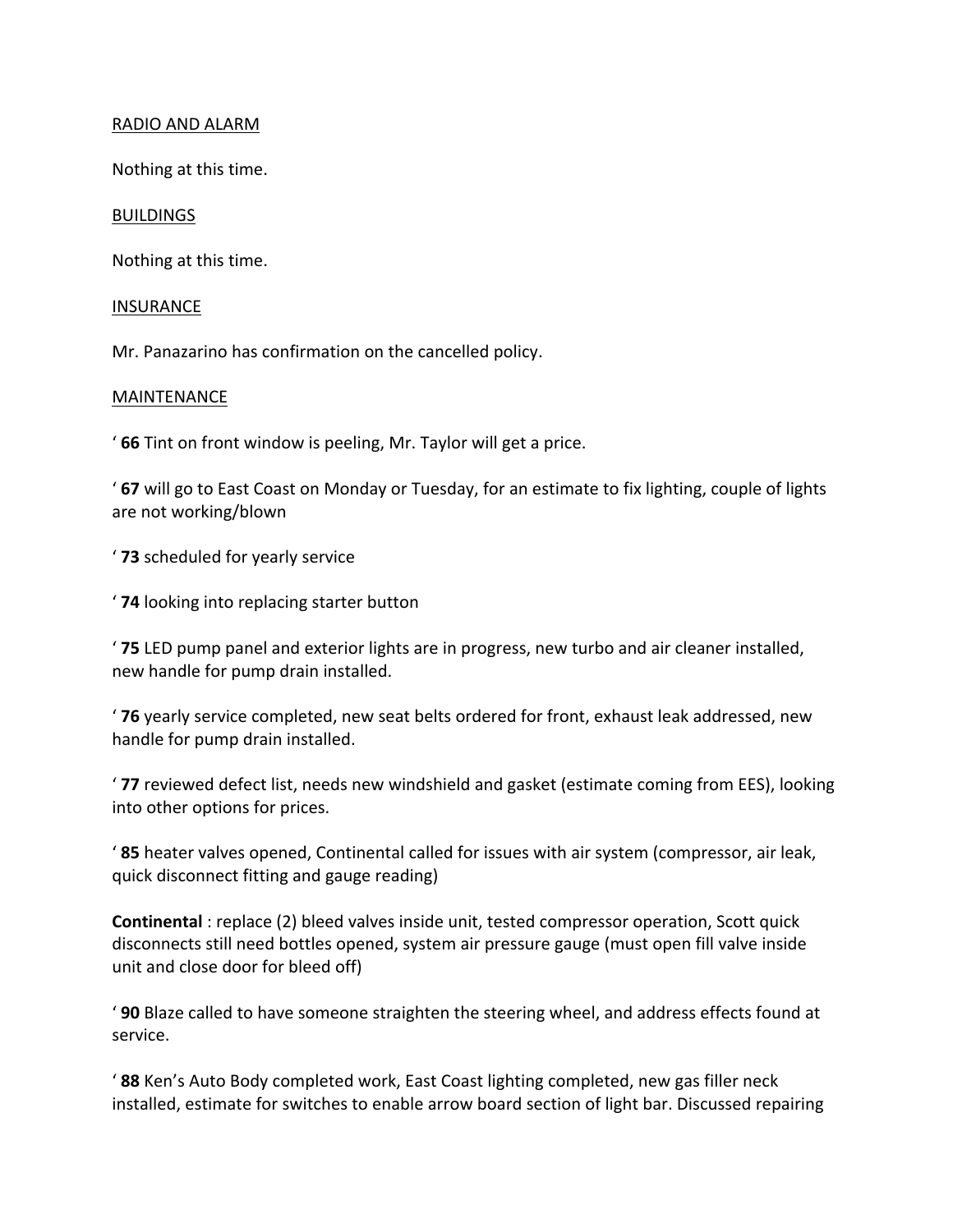RADIO AND ALARM

Nothing at this time.

BUILDINGS

Nothing at this time.

INSURANCE

Mr. Panazarino has confirmation on the cancelled policy.

MAINTENANCE

‘ **66** Tint on front window is peeling, Mr. Taylor will get a price.

‘ **67** will go to East Coast on Monday or Tuesday, for an estimate to fix lighting, couple of lights are not working/blown

‘ **73** scheduled for yearly service

‘ **74** looking into replacing starter button

‘ **75** LED pump panel and exterior lights are in progress, new turbo and air cleaner installed, new handle for pump drain installed.

‘ **76** yearly service completed, new seat belts ordered for front, exhaust leak addressed, new handle for pump drain installed.

‘ **77** reviewed defect list, needs new windshield and gasket (estimate coming from EES), looking into other options for prices.

‘ **85** heater valves opened, Continental called for issues with air system (compressor, air leak, quick disconnect fitting and gauge reading)

**Continental** : replace (2) bleed valves inside unit, tested compressor operation, Scott quick disconnects still need bottles opened, system air pressure gauge (must open fill valve inside unit and close door for bleed off)

‘ **90** Blaze called to have someone straighten the steering wheel, and address effects found at service.

‘ **88** Ken’s Auto Body completed work, East Coast lighting completed, new gas filler neck installed, estimate for switches to enable arrow board section of light bar. Discussed repairing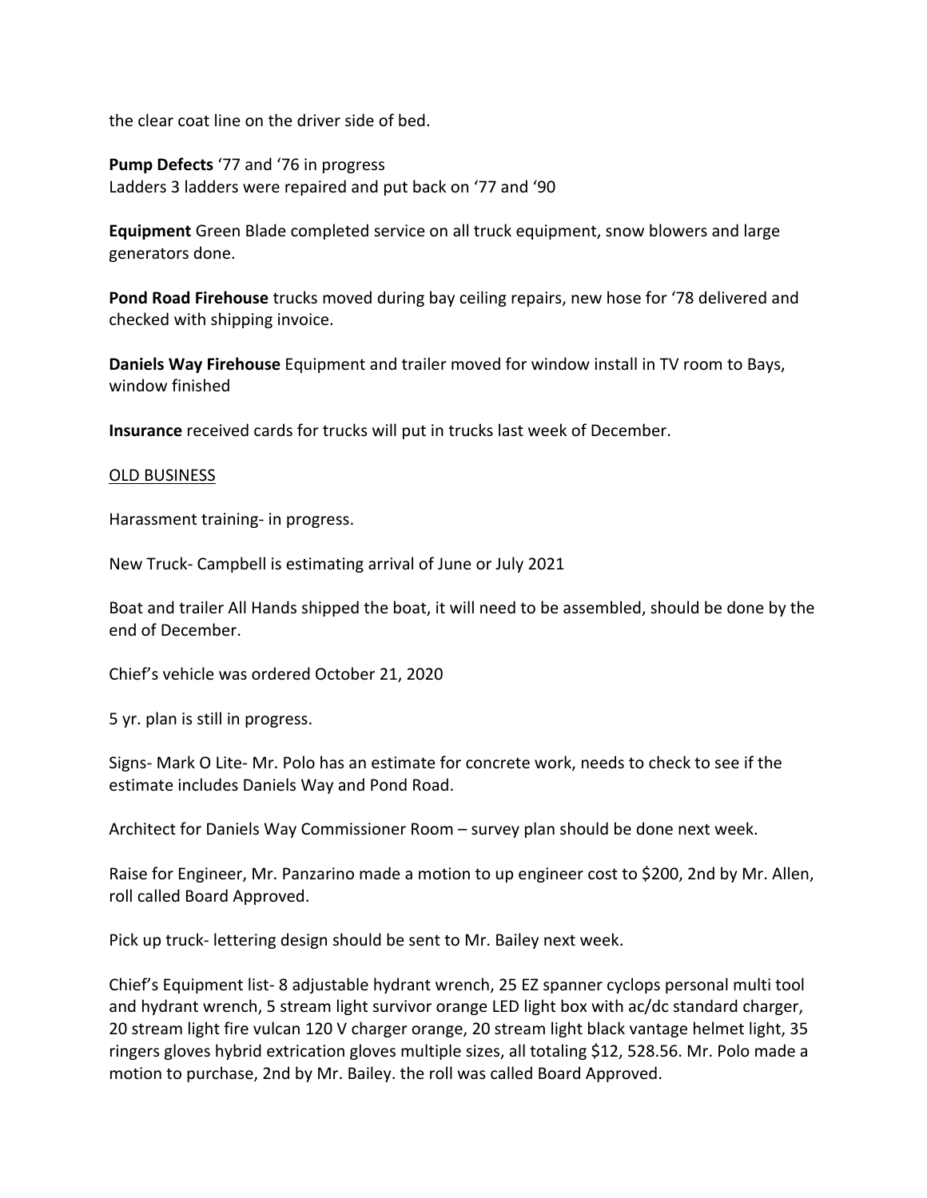the clear coat line on the driver side of bed.

**Pump Defects** '77 and '76 in progress
Ladders 3 ladders were repaired and put back on '77 and '90

**Equipment** Green Blade completed service on all truck equipment, snow blowers and large generators done.

**Pond Road Firehouse** trucks moved during bay ceiling repairs, new hose for '78 delivered and checked with shipping invoice.

**Daniels Way Firehouse** Equipment and trailer moved for window install in TV room to Bays, window finished

**Insurance** received cards for trucks will put in trucks last week of December.

<u>OLD BUSINESS</u>

Harassment training- in progress.

New Truck- Campbell is estimating arrival of June or July 2021

Boat and trailer All Hands shipped the boat, it will need to be assembled, should be done by the end of December.

Chief's vehicle was ordered October 21, 2020

5 yr. plan is still in progress.

Signs- Mark O Lite- Mr. Polo has an estimate for concrete work, needs to check to see if the estimate includes Daniels Way and Pond Road.

Architect for Daniels Way Commissioner Room – survey plan should be done next week.

Raise for Engineer, Mr. Panzarino made a motion to up engineer cost to $200, 2nd by Mr. Allen, roll called Board Approved.

Pick up truck- lettering design should be sent to Mr. Bailey next week.

Chief's Equipment list- 8 adjustable hydrant wrench, 25 EZ spanner cyclops personal multi tool and hydrant wrench, 5 stream light survivor orange LED light box with ac/dc standard charger, 20 stream light fire vulcan 120 V charger orange, 20 stream light black vantage helmet light, 35 ringers gloves hybrid extrication gloves multiple sizes, all totaling $12, 528.56. Mr. Polo made a motion to purchase, 2nd by Mr. Bailey. the roll was called Board Approved.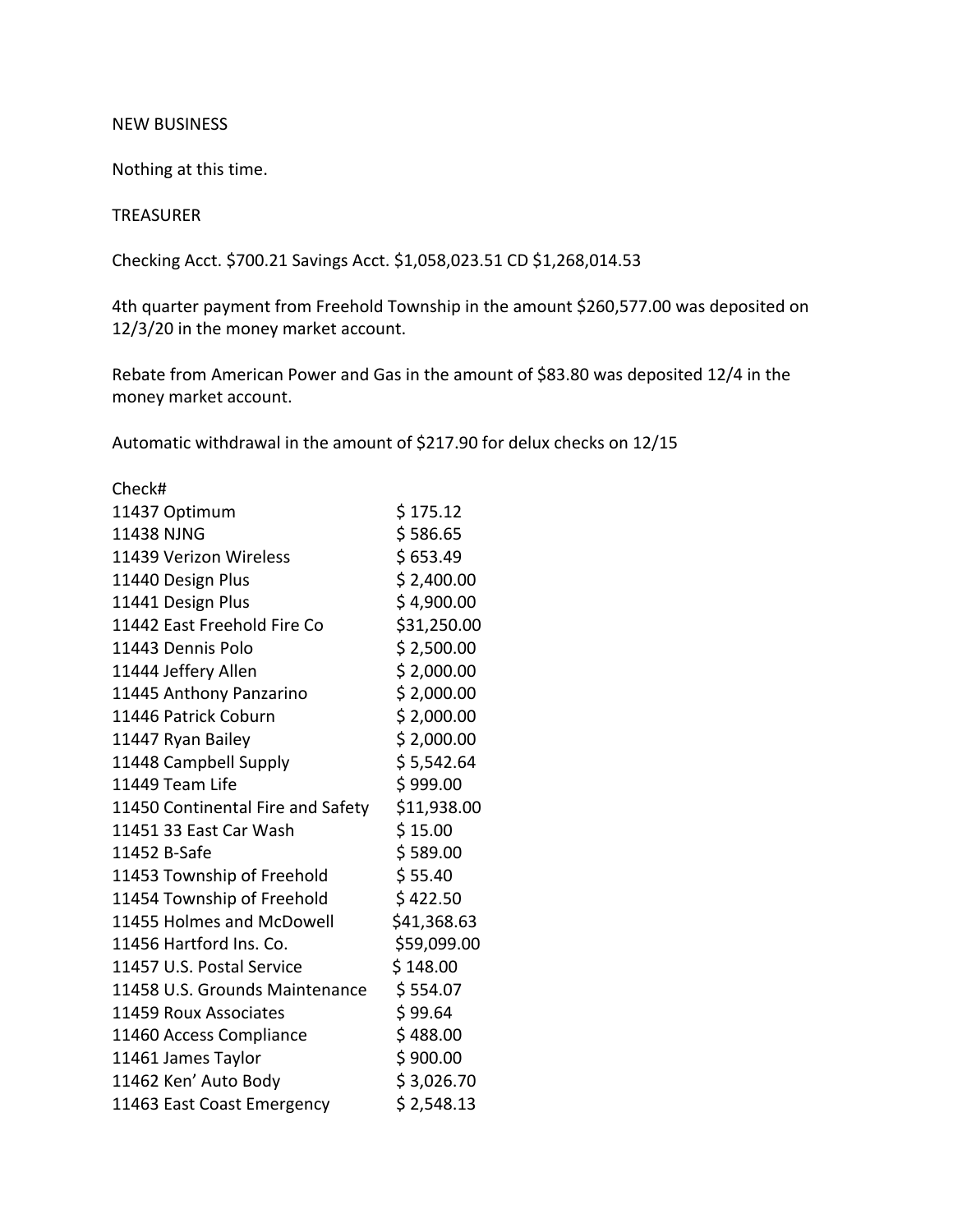NEW BUSINESS

Nothing at this time.

TREASURER

Checking Acct. $700.21 Savings Acct. $1,058,023.51 CD $1,268,014.53

4th quarter payment from Freehold Township in the amount $260,577.00 was deposited on 12/3/20 in the money market account.

Rebate from American Power and Gas in the amount of $83.80 was deposited 12/4 in the money market account.

Automatic withdrawal in the amount of $217.90 for delux checks on 12/15

| Check# | |
|---|---|
| 11437 Optimum | $ 175.12 |
| 11438 NJNG | $ 586.65 |
| 11439 Verizon Wireless | $ 653.49 |
| 11440 Design Plus | $ 2,400.00 |
| 11441 Design Plus | $ 4,900.00 |
| 11442 East Freehold Fire Co | $31,250.00 |
| 11443 Dennis Polo | $ 2,500.00 |
| 11444 Jeffery Allen | $ 2,000.00 |
| 11445 Anthony Panzarino | $ 2,000.00 |
| 11446 Patrick Coburn | $ 2,000.00 |
| 11447 Ryan Bailey | $ 2,000.00 |
| 11448 Campbell Supply | $ 5,542.64 |
| 11449 Team Life | $ 999.00 |
| 11450 Continental Fire and Safety | $11,938.00 |
| 11451 33 East Car Wash | $ 15.00 |
| 11452 B-Safe | $ 589.00 |
| 11453 Township of Freehold | $ 55.40 |
| 11454 Township of Freehold | $ 422.50 |
| 11455 Holmes and McDowell | $41,368.63 |
| 11456 Hartford Ins. Co. | $59,099.00 |
| 11457 U.S. Postal Service | $ 148.00 |
| 11458 U.S. Grounds Maintenance | $ 554.07 |
| 11459 Roux Associates | $ 99.64 |
| 11460 Access Compliance | $ 488.00 |
| 11461 James Taylor | $ 900.00 |
| 11462 Ken' Auto Body | $ 3,026.70 |
| 11463 East Coast Emergency | $ 2,548.13 |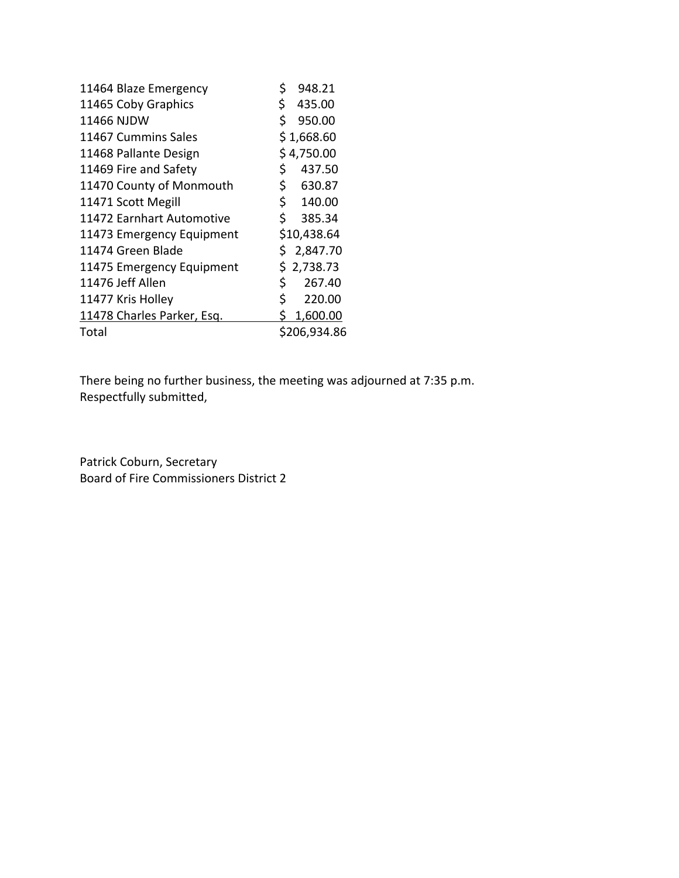| | |
|---|---|
| 11464 Blaze Emergency | $ 948.21 |
| 11465 Coby Graphics | $ 435.00 |
| 11466 NJDW | $ 950.00 |
| 11467 Cummins Sales | $ 1,668.60 |
| 11468 Pallante Design | $ 4,750.00 |
| 11469 Fire and Safety | $ 437.50 |
| 11470 County of Monmouth | $ 630.87 |
| 11471 Scott Megill | $ 140.00 |
| 11472 Earnhart Automotive | $ 385.34 |
| 11473 Emergency Equipment | $10,438.64 |
| 11474 Green Blade | $ 2,847.70 |
| 11475 Emergency Equipment | $ 2,738.73 |
| 11476 Jeff Allen | $ 267.40 |
| 11477 Kris Holley | $ 220.00 |
| 11478 Charles Parker, Esq. | $ 1,600.00 |
| Total | $206,934.86 |

There being no further business, the meeting was adjourned at 7:35 p.m.
Respectfully submitted,

Patrick Coburn, Secretary
Board of Fire Commissioners District 2